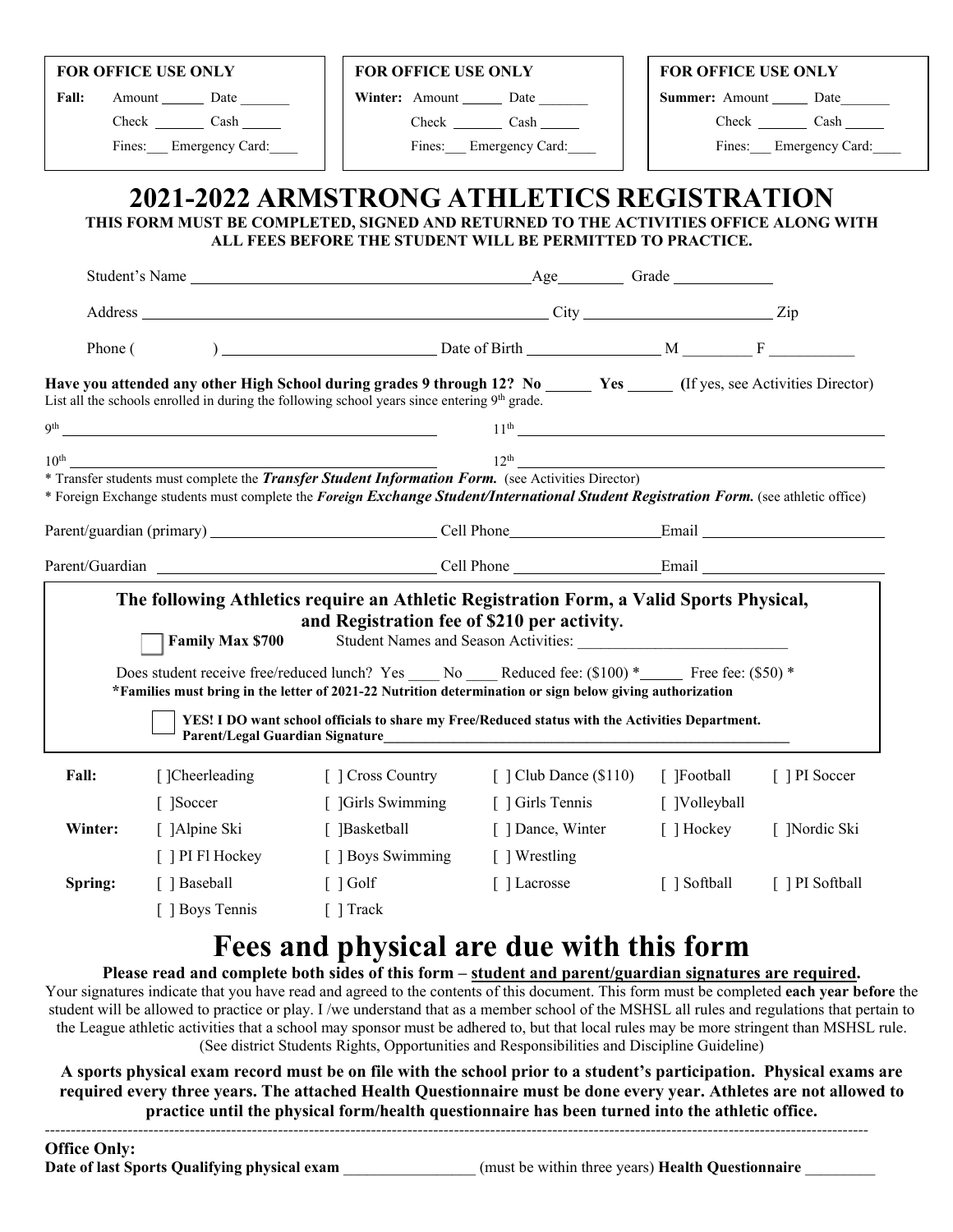| FOR OFFICE USE ONLY | FOR OFFICE USE ONLY | FOR OFFICE USE ONLY |
|---|---|---|
| **Fall:** Amount ______ Date _______ | **Winter:** Amount ______ Date _______ | **Summer:** Amount _____ Date_______ |
| Check _______ Cash _____ | Check _______ Cash _____ | Check _______ Cash _____ |
| Fines:___ Emergency Card:____ | Fines:___ Emergency Card:____ | Fines:___ Emergency Card:____ |

# 2021-2022 ARMSTRONG ATHLETICS REGISTRATION

**THIS FORM MUST BE COMPLETED, SIGNED AND RETURNED TO THE ACTIVITIES OFFICE ALONG WITH ALL FEES BEFORE THE STUDENT WILL BE PERMITTED TO PRACTICE.**

Student's Name ______________________________________________ Age________ Grade ____________

Address _____________________________________________________ City _______________________ Zip

Phone ( ) __________________________ Date of Birth ________________ M ________ F __________

**Have you attended any other High School during grades 9 through 12? No ______ Yes ______** (If yes, see Activities Director)
List all the schools enrolled in during the following school years since entering 9th grade.

9th ____________________________________________ 11th ____________________________________________

10th ___________________________________________ 12th ____________________________________________

* Transfer students must complete the ***Transfer Student Information Form.*** (see Activities Director)
* Foreign Exchange students must complete the ***Foreign Exchange Student/International Student Registration Form.*** (see athletic office)

Parent/guardian (primary) ____________________________ Cell Phone__________________Email ______________________

Parent/Guardian ____________________________________ Cell Phone __________________Email ______________________

**The following Athletics require an Athletic Registration Form, a Valid Sports Physical, and Registration fee of $210 per activity.**

☐ **Family Max $700** Student Names and Season Activities: ___________________________

Does student receive free/reduced lunch? Yes ____ No ____ Reduced fee: ($100) *_____ Free fee: ($50) *
***Families must bring in the letter of 2021-22 Nutrition determination or sign below giving authorization**

☐ **YES! I DO want school officials to share my Free/Reduced status with the Activities Department.**
**Parent/Legal Guardian Signature**_______________________________________________________

| | | | | | |
|---|---|---|---|---|---|
| **Fall:** | [ ]Cheerleading | [ ] Cross Country | [ ] Club Dance ($110) | [ ]Football | [ ] PI Soccer |
| | [ ]Soccer | [ ]Girls Swimming | [ ] Girls Tennis | [ ]Volleyball | |
| **Winter:** | [ ]Alpine Ski | [ ]Basketball | [ ] Dance, Winter | [ ] Hockey | [ ]Nordic Ski |
| | [ ] PI Fl Hockey | [ ] Boys Swimming | [ ] Wrestling | | |
| **Spring:** | [ ] Baseball | [ ] Golf | [ ] Lacrosse | [ ] Softball | [ ] PI Softball |
| | [ ] Boys Tennis | [ ] Track | | | |

# Fees and physical are due with this form

**Please read and complete both sides of this form – student and parent/guardian signatures are required.**

Your signatures indicate that you have read and agreed to the contents of this document. This form must be completed **each year before** the student will be allowed to practice or play. I /we understand that as a member school of the MSHSL all rules and regulations that pertain to the League athletic activities that a school may sponsor must be adhered to, but that local rules may be more stringent than MSHSL rule. (See district Students Rights, Opportunities and Responsibilities and Discipline Guideline)

**A sports physical exam record must be on file with the school prior to a student's participation. Physical exams are required every three years. The attached Health Questionnaire must be done every year. Athletes are not allowed to practice until the physical form/health questionnaire has been turned into the athletic office.**

---

**Office Only:**
**Date of last Sports Qualifying physical exam** ________________ (must be within three years) **Health Questionnaire** _________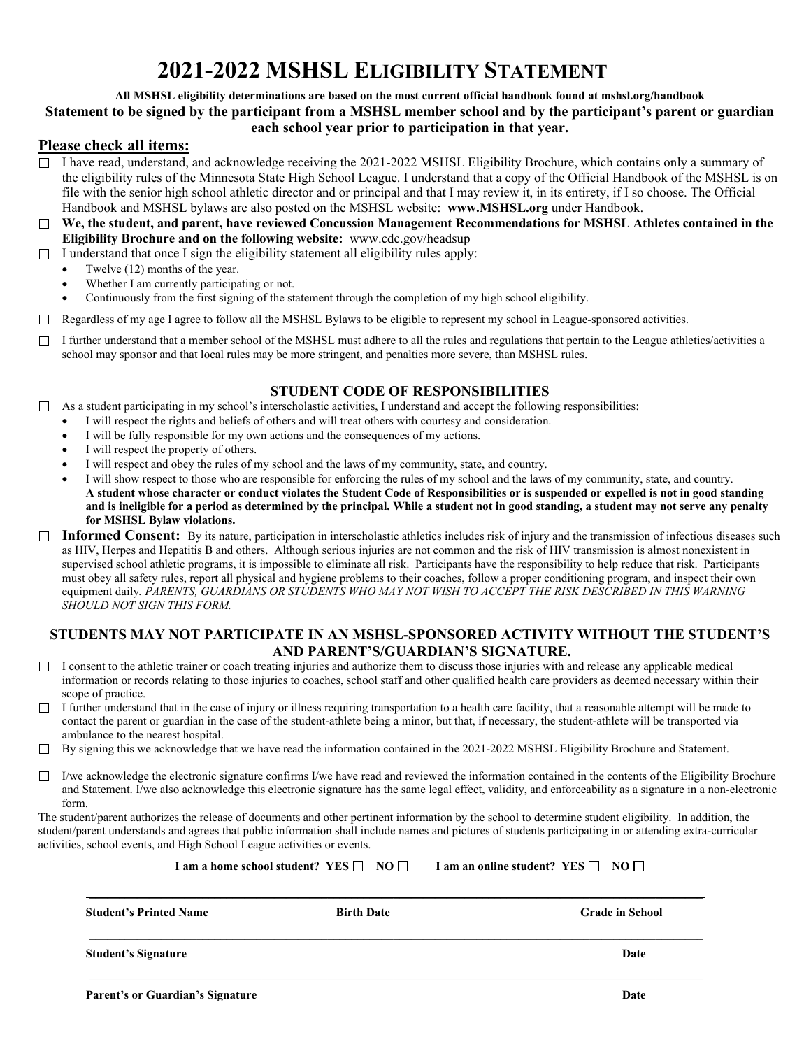# 2021-2022 MSHSL Eligibility Statement

**All MSHSL eligibility determinations are based on the most current official handbook found at mshsl.org/handbook**

**Statement to be signed by the participant from a MSHSL member school and by the participant's parent or guardian each school year prior to participation in that year.**

## Please check all items:

- ☐ I have read, understand, and acknowledge receiving the 2021-2022 MSHSL Eligibility Brochure, which contains only a summary of the eligibility rules of the Minnesota State High School League. I understand that a copy of the Official Handbook of the MSHSL is on file with the senior high school athletic director and or principal and that I may review it, in its entirety, if I so choose. The Official Handbook and MSHSL bylaws are also posted on the MSHSL website: **www.MSHSL.org** under Handbook.
- ☐ **We, the student, and parent, have reviewed Concussion Management Recommendations for MSHSL Athletes contained in the Eligibility Brochure and on the following website:** www.cdc.gov/headsup
- ☐ I understand that once I sign the eligibility statement all eligibility rules apply:
  - Twelve (12) months of the year.
  - Whether I am currently participating or not.
  - Continuously from the first signing of the statement through the completion of my high school eligibility.
- ☐ Regardless of my age I agree to follow all the MSHSL Bylaws to be eligible to represent my school in League-sponsored activities.
- ☐ I further understand that a member school of the MSHSL must adhere to all the rules and regulations that pertain to the League athletics/activities a school may sponsor and that local rules may be more stringent, and penalties more severe, than MSHSL rules.

### STUDENT CODE OF RESPONSIBILITIES

- ☐ As a student participating in my school's interscholastic activities, I understand and accept the following responsibilities:
  - I will respect the rights and beliefs of others and will treat others with courtesy and consideration.
  - I will be fully responsible for my own actions and the consequences of my actions.
  - I will respect the property of others.
  - I will respect and obey the rules of my school and the laws of my community, state, and country.
  - I will show respect to those who are responsible for enforcing the rules of my school and the laws of my community, state, and country.
    **A student whose character or conduct violates the Student Code of Responsibilities or is suspended or expelled is not in good standing and is ineligible for a period as determined by the principal. While a student not in good standing, a student may not serve any penalty for MSHSL Bylaw violations.**
- ☐ **Informed Consent:** By its nature, participation in interscholastic athletics includes risk of injury and the transmission of infectious diseases such as HIV, Herpes and Hepatitis B and others. Although serious injuries are not common and the risk of HIV transmission is almost nonexistent in supervised school athletic programs, it is impossible to eliminate all risk. Participants have the responsibility to help reduce that risk. Participants must obey all safety rules, report all physical and hygiene problems to their coaches, follow a proper conditioning program, and inspect their own equipment daily. *PARENTS, GUARDIANS OR STUDENTS WHO MAY NOT WISH TO ACCEPT THE RISK DESCRIBED IN THIS WARNING SHOULD NOT SIGN THIS FORM.*

### STUDENTS MAY NOT PARTICIPATE IN AN MSHSL-SPONSORED ACTIVITY WITHOUT THE STUDENT'S AND PARENT'S/GUARDIAN'S SIGNATURE.

- ☐ I consent to the athletic trainer or coach treating injuries and authorize them to discuss those injuries with and release any applicable medical information or records relating to those injuries to coaches, school staff and other qualified health care providers as deemed necessary within their scope of practice.
- ☐ I further understand that in the case of injury or illness requiring transportation to a health care facility, that a reasonable attempt will be made to contact the parent or guardian in the case of the student-athlete being a minor, but that, if necessary, the student-athlete will be transported via ambulance to the nearest hospital.
- ☐ By signing this we acknowledge that we have read the information contained in the 2021-2022 MSHSL Eligibility Brochure and Statement.
- ☐ I/we acknowledge the electronic signature confirms I/we have read and reviewed the information contained in the contents of the Eligibility Brochure and Statement. I/we also acknowledge this electronic signature has the same legal effect, validity, and enforceability as a signature in a non-electronic form.

The student/parent authorizes the release of documents and other pertinent information by the school to determine student eligibility. In addition, the student/parent understands and agrees that public information shall include names and pictures of students participating in or attending extra-curricular activities, school events, and High School League activities or events.

**I am a home school student? YES ☐ NO ☐    I am an online student? YES ☐ NO ☐**

______________________________________________________________________

**Student's Printed Name** | **Birth Date** | **Grade in School**

______________________________________________________________________

**Student's Signature** | **Date**

______________________________________________________________________

**Parent's or Guardian's Signature** | **Date**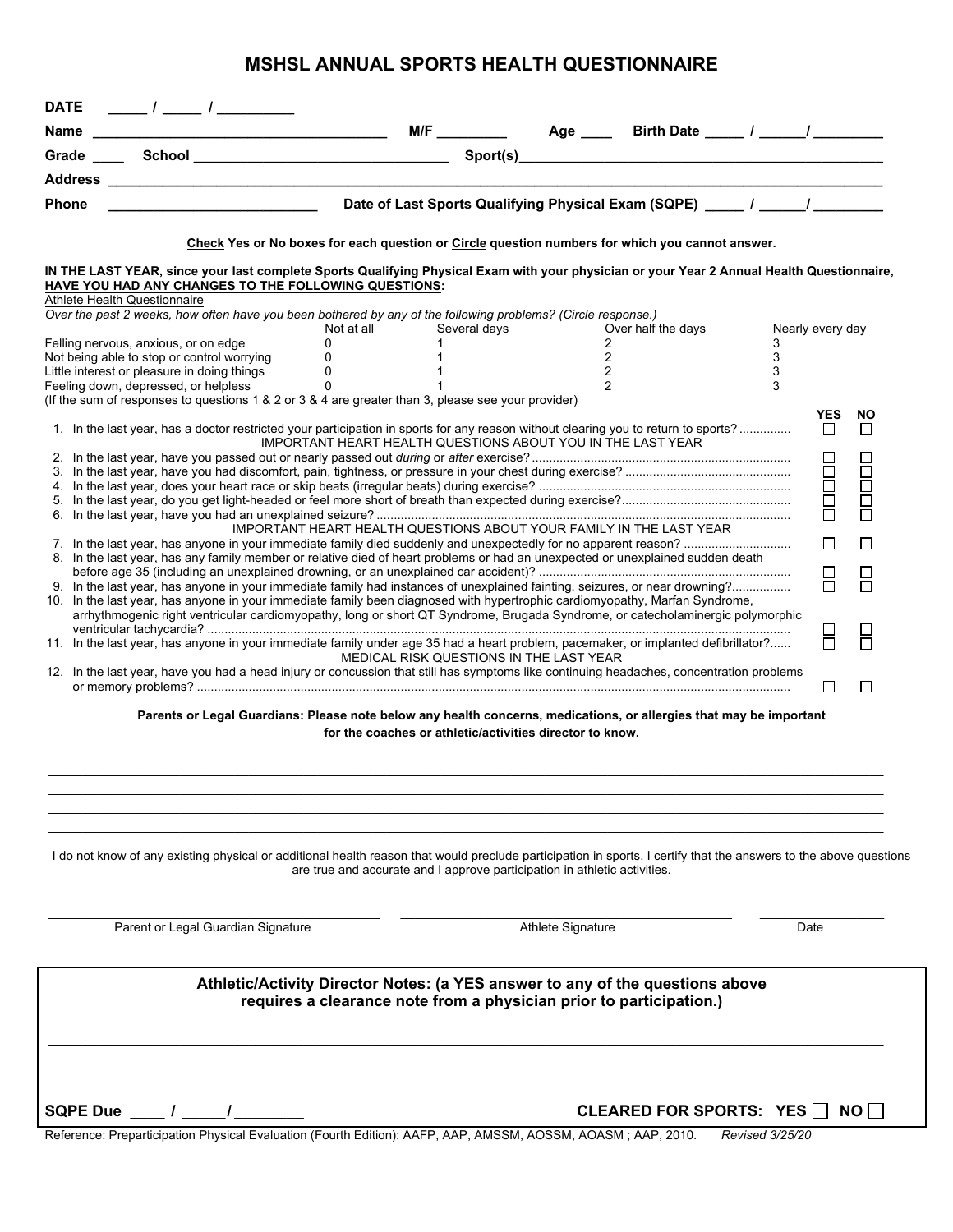# MSHSL ANNUAL SPORTS HEALTH QUESTIONNAIRE

**DATE** _____ / _____ / _________

**Name** ___________________________________ **M/F** ________ **Age** ____ **Birth Date** _____ / _____/ ________

**Grade** ____ **School** ________________________________ **Sport(s)**_____________________________________________

**Address** ______________________________________________________________________________________________

**Phone** __________________________ **Date of Last Sports Qualifying Physical Exam (SQPE)** _____ / _____/ ________

**Check** Yes or No boxes for each question or **Circle** question numbers for which you cannot answer.

**IN THE LAST YEAR, since your last complete Sports Qualifying Physical Exam with your physician or your Year 2 Annual Health Questionnaire, HAVE YOU HAD ANY CHANGES TO THE FOLLOWING QUESTIONS:**

Athlete Health Questionnaire

*Over the past 2 weeks, how often have you been bothered by any of the following problems? (Circle response.)*

| | Not at all | Several days | Over half the days | Nearly every day |
|---|---|---|---|---|
| Felling nervous, anxious, or on edge | 0 | 1 | 2 | 3 |
| Not being able to stop or control worrying | 0 | 1 | 2 | 3 |
| Little interest or pleasure in doing things | 0 | 1 | 2 | 3 |
| Feeling down, depressed, or helpless | 0 | 1 | 2 | 3 |

(If the sum of responses to questions 1 & 2 or 3 & 4 are greater than 3, please see your provider)

| | YES | NO |
|---|---|---|
| 1. In the last year, has a doctor restricted your participation in sports for any reason without clearing you to return to sports? | ☐ | ☐ |
| **IMPORTANT HEART HEALTH QUESTIONS ABOUT YOU IN THE LAST YEAR** | | |
| 2. In the last year, have you passed out or nearly passed out *during* or *after* exercise? | ☐ | ☐ |
| 3. In the last year, have you had discomfort, pain, tightness, or pressure in your chest during exercise? | ☐ | ☐ |
| 4. In the last year, does your heart race or skip beats (irregular beats) during exercise? | ☐ | ☐ |
| 5. In the last year, do you get light-headed or feel more short of breath than expected during exercise? | ☐ | ☐ |
| 6. In the last year, have you had an unexplained seizure? | ☐ | ☐ |
| **IMPORTANT HEART HEALTH QUESTIONS ABOUT YOUR FAMILY IN THE LAST YEAR** | | |
| 7. In the last year, has anyone in your immediate family died suddenly and unexpectedly for no apparent reason? | ☐ | ☐ |
| 8. In the last year, has any family member or relative died of heart problems or had an unexpected or unexplained sudden death before age 35 (including an unexplained drowning, or an unexplained car accident)? | ☐ | ☐ |
| 9. In the last year, has anyone in your immediate family had instances of unexplained fainting, seizures, or near drowning? | ☐ | ☐ |
| 10. In the last year, has anyone in your immediate family been diagnosed with hypertrophic cardiomyopathy, Marfan Syndrome, arrhythmogenic right ventricular cardiomyopathy, long or short QT Syndrome, Brugada Syndrome, or catecholaminergic polymorphic ventricular tachycardia? | ☐ | ☐ |
| 11. In the last year, has anyone in your immediate family under age 35 had a heart problem, pacemaker, or implanted defibrillator? | ☐ | ☐ |
| **MEDICAL RISK QUESTIONS IN THE LAST YEAR** | | |
| 12. In the last year, have you had a head injury or concussion that still has symptoms like continuing headaches, concentration problems or memory problems? | ☐ | ☐ |

**Parents or Legal Guardians: Please note below any health concerns, medications, or allergies that may be important for the coaches or athletic/activities director to know.**

______________________________________________________________________________________________

______________________________________________________________________________________________

______________________________________________________________________________________________

______________________________________________________________________________________________

I do not know of any existing physical or additional health reason that would preclude participation in sports. I certify that the answers to the above questions are true and accurate and I approve participation in athletic activities.

______________________________ ______________________________ ______________

Parent or Legal Guardian Signature Athlete Signature Date

**Athletic/Activity Director Notes: (a YES answer to any of the questions above requires a clearance note from a physician prior to participation.)**

______________________________________________________________________________________________

______________________________________________________________________________________________

______________________________________________________________________________________________

**SQPE Due** ____ / _____/ ________ **CLEARED FOR SPORTS: YES** ☐ **NO** ☐

Reference: Preparticipation Physical Evaluation (Fourth Edition): AAFP, AAP, AMSSM, AOSSM, AOASM ; AAP, 2010. *Revised 3/25/20*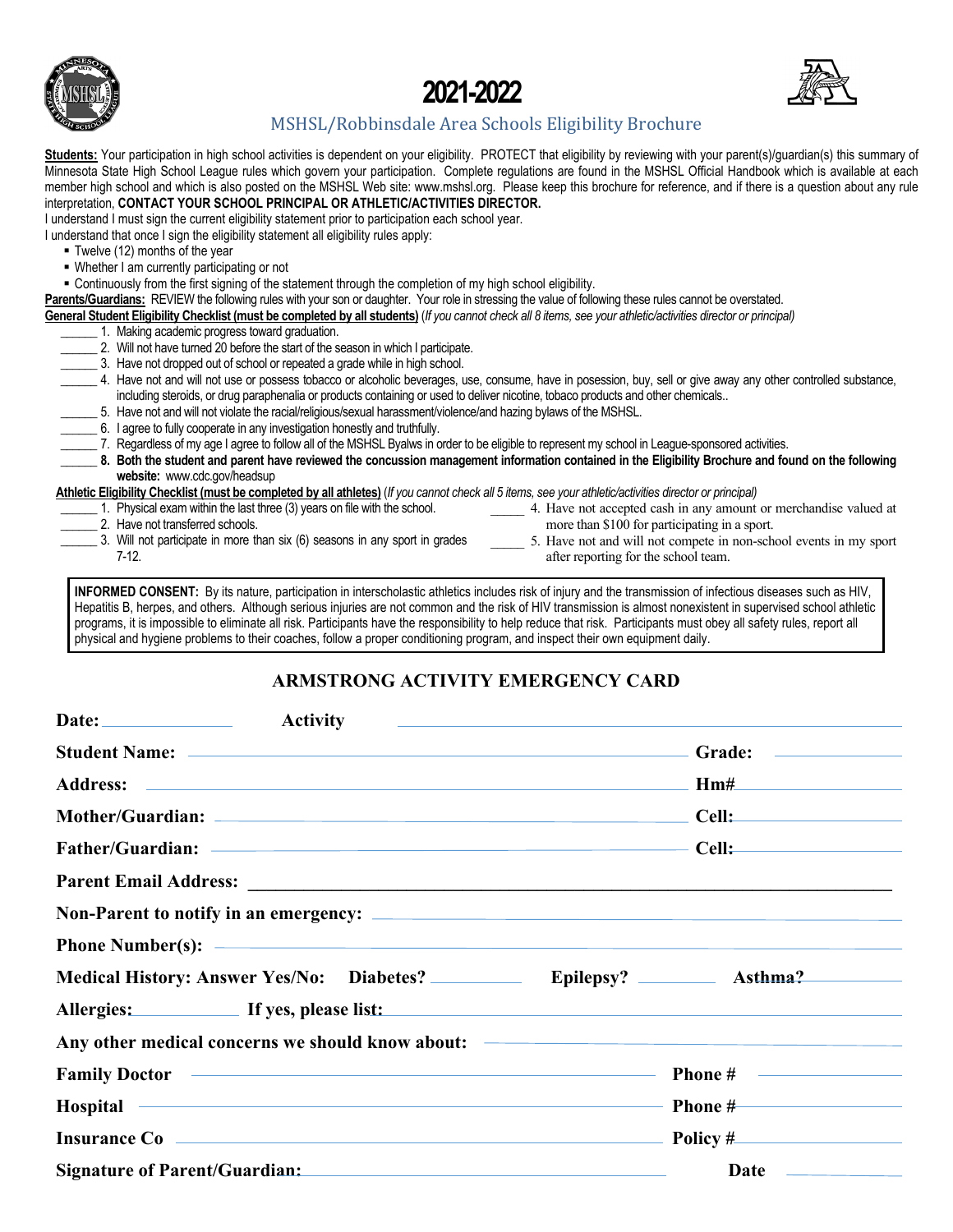# 2021-2022

## MSHSL/Robbinsdale Area Schools Eligibility Brochure

**Students:** Your participation in high school activities is dependent on your eligibility. PROTECT that eligibility by reviewing with your parent(s)/guardian(s) this summary of Minnesota State High School League rules which govern your participation. Complete regulations are found in the MSHSL Official Handbook which is available at each member high school and which is also posted on the MSHSL Web site: www.mshsl.org. Please keep this brochure for reference, and if there is a question about any rule interpretation, **CONTACT YOUR SCHOOL PRINCIPAL OR ATHLETIC/ACTIVITIES DIRECTOR.**

I understand I must sign the current eligibility statement prior to participation each school year.

I understand that once I sign the eligibility statement all eligibility rules apply:

- Twelve (12) months of the year
- Whether I am currently participating or not
- Continuously from the first signing of the statement through the completion of my high school eligibility.

**Parents/Guardians:** REVIEW the following rules with your son or daughter. Your role in stressing the value of following these rules cannot be overstated.

**General Student Eligibility Checklist (must be completed by all students)** (*If you cannot check all 8 items, see your athletic/activities director or principal*)

______ 1. Making academic progress toward graduation.
______ 2. Will not have turned 20 before the start of the season in which I participate.
______ 3. Have not dropped out of school or repeated a grade while in high school.
______ 4. Have not and will not use or possess tobacco or alcoholic beverages, use, consume, have in posession, buy, sell or give away any other controlled substance, including steroids, or drug paraphenalia or products containing or used to deliver nicotine, tobaco products and other chemicals..
______ 5. Have not and will not violate the racial/religious/sexual harassment/violence/and hazing bylaws of the MSHSL.
______ 6. I agree to fully cooperate in any investigation honestly and truthfully.
______ 7. Regardless of my age I agree to follow all of the MSHSL Byalws in order to be eligible to represent my school in League-sponsored activities.
______ **8. Both the student and parent have reviewed the concussion management information contained in the Eligibility Brochure and found on the following website:** www.cdc.gov/headsup

**Athletic Eligibility Checklist (must be completed by all athletes)** (*If you cannot check all 5 items, see your athletic/activities director or principal*)

______ 1. Physical exam within the last three (3) years on file with the school.
______ 2. Have not transferred schools.
______ 3. Will not participate in more than six (6) seasons in any sport in grades 7-12.
_____ 4. Have not accepted cash in any amount or merchandise valued at more than $100 for participating in a sport.
_____ 5. Have not and will not compete in non-school events in my sport after reporting for the school team.

**INFORMED CONSENT:** By its nature, participation in interscholastic athletics includes risk of injury and the transmission of infectious diseases such as HIV, Hepatitis B, herpes, and others. Although serious injuries are not common and the risk of HIV transmission is almost nonexistent in supervised school athletic programs, it is impossible to eliminate all risk. Participants have the responsibility to help reduce that risk. Participants must obey all safety rules, report all physical and hygiene problems to their coaches, follow a proper conditioning program, and inspect their own equipment daily.

## ARMSTRONG ACTIVITY EMERGENCY CARD

**Date:** ____________ **Activity** ______________________________

**Student Name:** ______________________________ **Grade:** ____________

**Address:** ______________________________ **Hm#** ____________

**Mother/Guardian:** ______________________________ **Cell:** ____________

**Father/Guardian:** ______________________________ **Cell:** ____________

**Parent Email Address:** ______________________________

**Non-Parent to notify in an emergency:** ______________________________

**Phone Number(s):** ______________________________

**Medical History: Answer Yes/No: Diabetes?** ________ **Epilepsy?** ________ **Asthma?** ________

**Allergies:** ________ **If yes, please list:** ______________________________

**Any other medical concerns we should know about:** ______________________________

**Family Doctor** ______________________________ **Phone #** ____________

**Hospital** ______________________________ **Phone #** ____________

**Insurance Co** ______________________________ **Policy #** ____________

**Signature of Parent/Guardian:** ______________________________ **Date** ____________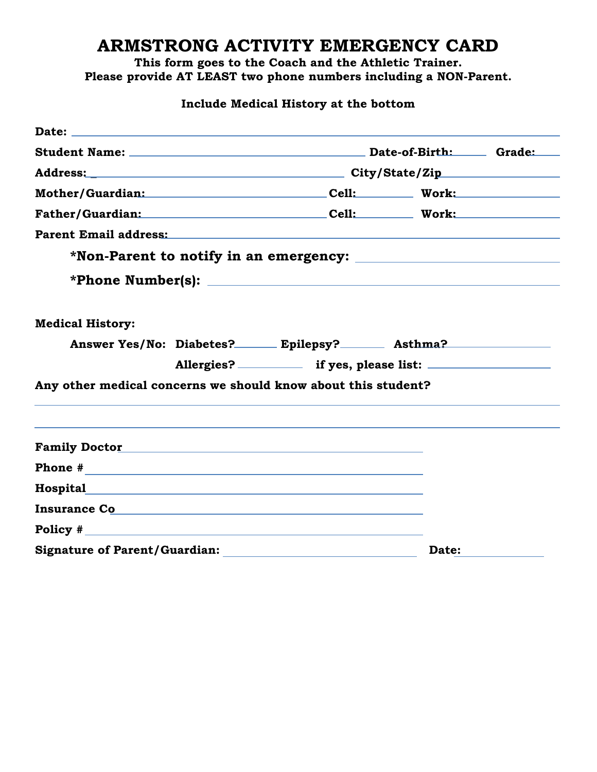# ARMSTRONG ACTIVITY EMERGENCY CARD

**This form goes to the Coach and the Athletic Trainer.**
**Please provide AT LEAST two phone numbers including a NON-Parent.**

**Include Medical History at the bottom**

**Date:** ____________________________________________

**Student Name:** ______________________ **Date-of-Birth:** ________ **Grade:** ______

**Address:** ______________________ **City/State/Zip** ______________

**Mother/Guardian:** ______________ **Cell:** ________ **Work:** ________

**Father/Guardian:** ______________ **Cell:** ________ **Work:** ________

**Parent Email address:** ______________________________________

**\*Non-Parent to notify in an emergency:** ______________________

**\*Phone Number(s):** __________________________________

**Medical History:**

**Answer Yes/No: Diabetes?** ______ **Epilepsy?** ______ **Asthma?** ______

**Allergies?** ________ **if yes, please list:** ______________

**Any other medical concerns we should know about this student?**

______________________________________________________________

______________________________________________________________

**Family Doctor** ______________________________

**Phone #** ______________________________

**Hospital** ______________________________

**Insurance Co** ______________________________

**Policy #** ______________________________

**Signature of Parent/Guardian:** ______________________ **Date:** __________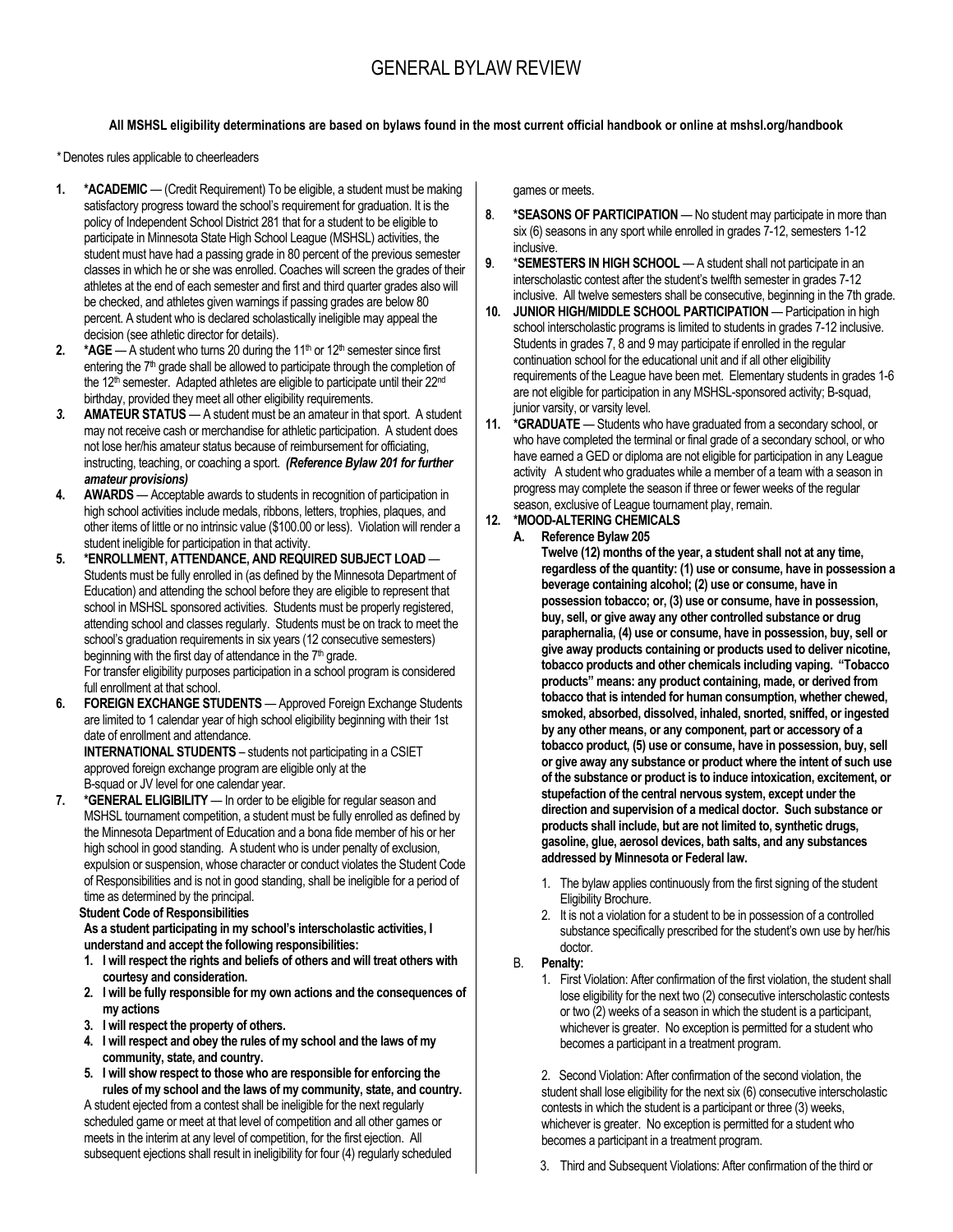# GENERAL BYLAW REVIEW

**All MSHSL eligibility determinations are based on bylaws found in the most current official handbook or online at mshsl.org/handbook**

* Denotes rules applicable to cheerleaders

1. **\*ACADEMIC** — (Credit Requirement) To be eligible, a student must be making satisfactory progress toward the school's requirement for graduation. It is the policy of Independent School District 281 that for a student to be eligible to participate in Minnesota State High School League (MSHSL) activities, the student must have had a passing grade in 80 percent of the previous semester classes in which he or she was enrolled. Coaches will screen the grades of their athletes at the end of each semester and first and third quarter grades also will be checked, and athletes given warnings if passing grades are below 80 percent. A student who is declared scholastically ineligible may appeal the decision (see athletic director for details).
2. **\*AGE** — A student who turns 20 during the 11th or 12th semester since first entering the 7th grade shall be allowed to participate through the completion of the 12th semester. Adapted athletes are eligible to participate until their 22nd birthday, provided they meet all other eligibility requirements.
3. **AMATEUR STATUS** — A student must be an amateur in that sport. A student may not receive cash or merchandise for athletic participation. A student does not lose her/his amateur status because of reimbursement for officiating, instructing, teaching, or coaching a sport. ***(Reference Bylaw 201 for further amateur provisions)***
4. **AWARDS** — Acceptable awards to students in recognition of participation in high school activities include medals, ribbons, letters, trophies, plaques, and other items of little or no intrinsic value ($100.00 or less). Violation will render a student ineligible for participation in that activity.
5. **\*ENROLLMENT, ATTENDANCE, AND REQUIRED SUBJECT LOAD** — Students must be fully enrolled in (as defined by the Minnesota Department of Education) and attending the school before they are eligible to represent that school in MSHSL sponsored activities. Students must be properly registered, attending school and classes regularly. Students must be on track to meet the school's graduation requirements in six years (12 consecutive semesters) beginning with the first day of attendance in the 7th grade.
   For transfer eligibility purposes participation in a school program is considered full enrollment at that school.
6. **FOREIGN EXCHANGE STUDENTS** — Approved Foreign Exchange Students are limited to 1 calendar year of high school eligibility beginning with their 1st date of enrollment and attendance.
   **INTERNATIONAL STUDENTS** – students not participating in a CSIET approved foreign exchange program are eligible only at the B-squad or JV level for one calendar year.
7. **\*GENERAL ELIGIBILITY** — In order to be eligible for regular season and MSHSL tournament competition, a student must be fully enrolled as defined by the Minnesota Department of Education and a bona fide member of his or her high school in good standing. A student who is under penalty of exclusion, expulsion or suspension, whose character or conduct violates the Student Code of Responsibilities and is not in good standing, shall be ineligible for a period of time as determined by the principal.

   **Student Code of Responsibilities**

   **As a student participating in my school's interscholastic activities, I understand and accept the following responsibilities:**

   1. **I will respect the rights and beliefs of others and will treat others with courtesy and consideration.**
   2. **I will be fully responsible for my own actions and the consequences of my actions**
   3. **I will respect the property of others.**
   4. **I will respect and obey the rules of my school and the laws of my community, state, and country.**
   5. **I will show respect to those who are responsible for enforcing the rules of my school and the laws of my community, state, and country.**

   A student ejected from a contest shall be ineligible for the next regularly scheduled game or meet at that level of competition and all other games or meets in the interim at any level of competition, for the first ejection. All subsequent ejections shall result in ineligibility for four (4) regularly scheduled games or meets.
8. **\*SEASONS OF PARTICIPATION** — No student may participate in more than six (6) seasons in any sport while enrolled in grades 7-12, semesters 1-12 inclusive.
9. **\*SEMESTERS IN HIGH SCHOOL** — A student shall not participate in an interscholastic contest after the student's twelfth semester in grades 7-12 inclusive. All twelve semesters shall be consecutive, beginning in the 7th grade.
10. **JUNIOR HIGH/MIDDLE SCHOOL PARTICIPATION** — Participation in high school interscholastic programs is limited to students in grades 7-12 inclusive. Students in grades 7, 8 and 9 may participate if enrolled in the regular continuation school for the educational unit and if all other eligibility requirements of the League have been met. Elementary students in grades 1-6 are not eligible for participation in any MSHSL-sponsored activity; B-squad, junior varsity, or varsity level.
11. **\*GRADUATE** — Students who have graduated from a secondary school, or who have completed the terminal or final grade of a secondary school, or who have earned a GED or diploma are not eligible for participation in any League activity A student who graduates while a member of a team with a season in progress may complete the season if three or fewer weeks of the regular season, exclusive of League tournament play, remain.
12. **\*MOOD-ALTERING CHEMICALS**

    A. **Reference Bylaw 205**

    **Twelve (12) months of the year, a student shall not at any time, regardless of the quantity: (1) use or consume, have in possession a beverage containing alcohol; (2) use or consume, have in possession tobacco; or, (3) use or consume, have in possession, buy, sell, or give away any other controlled substance or drug paraphernalia, (4) use or consume, have in possession, buy, sell or give away products containing or products used to deliver nicotine, tobacco products and other chemicals including vaping. "Tobacco products" means: any product containing, made, or derived from tobacco that is intended for human consumption, whether chewed, smoked, absorbed, dissolved, inhaled, snorted, sniffed, or ingested by any other means, or any component, part or accessory of a tobacco product, (5) use or consume, have in possession, buy, sell or give away any substance or product where the intent of such use of the substance or product is to induce intoxication, excitement, or stupefaction of the central nervous system, except under the direction and supervision of a medical doctor. Such substance or products shall include, but are not limited to, synthetic drugs, gasoline, glue, aerosol devices, bath salts, and any substances addressed by Minnesota or Federal law.**

    1. The bylaw applies continuously from the first signing of the student Eligibility Brochure.
    2. It is not a violation for a student to be in possession of a controlled substance specifically prescribed for the student's own use by her/his doctor.

    B. **Penalty:**

    1. First Violation: After confirmation of the first violation, the student shall lose eligibility for the next two (2) consecutive interscholastic contests or two (2) weeks of a season in which the student is a participant, whichever is greater. No exception is permitted for a student who becomes a participant in a treatment program.
    2. Second Violation: After confirmation of the second violation, the student shall lose eligibility for the next six (6) consecutive interscholastic contests in which the student is a participant or three (3) weeks, whichever is greater. No exception is permitted for a student who becomes a participant in a treatment program.
    3. Third and Subsequent Violations: After confirmation of the third or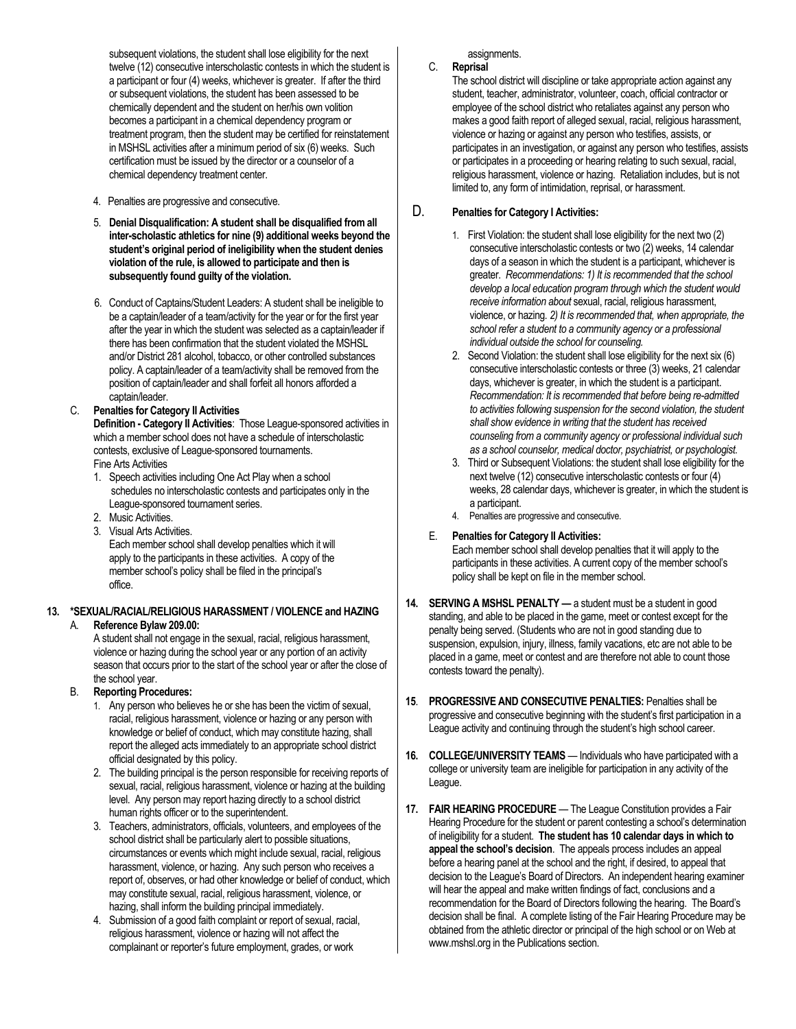subsequent violations, the student shall lose eligibility for the next twelve (12) consecutive interscholastic contests in which the student is a participant or four (4) weeks, whichever is greater. If after the third or subsequent violations, the student has been assessed to be chemically dependent and the student on her/his own volition becomes a participant in a chemical dependency program or treatment program, then the student may be certified for reinstatement in MSHSL activities after a minimum period of six (6) weeks. Such certification must be issued by the director or a counselor of a chemical dependency treatment center.

4. Penalties are progressive and consecutive.

5. **Denial Disqualification: A student shall be disqualified from all inter-scholastic athletics for nine (9) additional weeks beyond the student's original period of ineligibility when the student denies violation of the rule, is allowed to participate and then is subsequently found guilty of the violation.**

6. Conduct of Captains/Student Leaders: A student shall be ineligible to be a captain/leader of a team/activity for the year or for the first year after the year in which the student was selected as a captain/leader if there has been confirmation that the student violated the MSHSL and/or District 281 alcohol, tobacco, or other controlled substances policy. A captain/leader of a team/activity shall be removed from the position of captain/leader and shall forfeit all honors afforded a captain/leader.

C. **Penalties for Category II Activities**

**Definition - Category II Activities**: Those League-sponsored activities in which a member school does not have a schedule of interscholastic contests, exclusive of League-sponsored tournaments.

Fine Arts Activities

1. Speech activities including One Act Play when a school schedules no interscholastic contests and participates only in the League-sponsored tournament series.
2. Music Activities.
3. Visual Arts Activities.

   Each member school shall develop penalties which it will apply to the participants in these activities. A copy of the member school's policy shall be filed in the principal's office.

**13. *SEXUAL/RACIAL/RELIGIOUS HARASSMENT / VIOLENCE and HAZING**

A. **Reference Bylaw 209.00:**

A student shall not engage in the sexual, racial, religious harassment, violence or hazing during the school year or any portion of an activity season that occurs prior to the start of the school year or after the close of the school year.

B. **Reporting Procedures:**

1. Any person who believes he or she has been the victim of sexual, racial, religious harassment, violence or hazing or any person with knowledge or belief of conduct, which may constitute hazing, shall report the alleged acts immediately to an appropriate school district official designated by this policy.
2. The building principal is the person responsible for receiving reports of sexual, racial, religious harassment, violence or hazing at the building level. Any person may report hazing directly to a school district human rights officer or to the superintendent.
3. Teachers, administrators, officials, volunteers, and employees of the school district shall be particularly alert to possible situations, circumstances or events which might include sexual, racial, religious harassment, violence, or hazing. Any such person who receives a report of, observes, or had other knowledge or belief of conduct, which may constitute sexual, racial, religious harassment, violence, or hazing, shall inform the building principal immediately.
4. Submission of a good faith complaint or report of sexual, racial, religious harassment, violence or hazing will not affect the complainant or reporter's future employment, grades, or work assignments.

C. **Reprisal**

The school district will discipline or take appropriate action against any student, teacher, administrator, volunteer, coach, official contractor or employee of the school district who retaliates against any person who makes a good faith report of alleged sexual, racial, religious harassment, violence or hazing or against any person who testifies, assists, or participates in an investigation, or against any person who testifies, assists or participates in a proceeding or hearing relating to such sexual, racial, religious harassment, violence or hazing. Retaliation includes, but is not limited to, any form of intimidation, reprisal, or harassment.

D. **Penalties for Category I Activities:**

1. First Violation: the student shall lose eligibility for the next two (2) consecutive interscholastic contests or two (2) weeks, 14 calendar days of a season in which the student is a participant, whichever is greater. *Recommendations: 1) It is recommended that the school develop a local education program through which the student would receive information about* sexual, racial, religious harassment, violence, or hazing. *2) It is recommended that, when appropriate, the school refer a student to a community agency or a professional individual outside the school for counseling.*
2. Second Violation: the student shall lose eligibility for the next six (6) consecutive interscholastic contests or three (3) weeks, 21 calendar days, whichever is greater, in which the student is a participant. *Recommendation: It is recommended that before being re-admitted to activities following suspension for the second violation, the student shall show evidence in writing that the student has received counseling from a community agency or professional individual such as a school counselor, medical doctor, psychiatrist, or psychologist.*
3. Third or Subsequent Violations: the student shall lose eligibility for the next twelve (12) consecutive interscholastic contests or four (4) weeks, 28 calendar days, whichever is greater, in which the student is a participant.
4. Penalties are progressive and consecutive.

E. **Penalties for Category II Activities:**

Each member school shall develop penalties that it will apply to the participants in these activities. A current copy of the member school's policy shall be kept on file in the member school.

**14. SERVING A MSHSL PENALTY —** a student must be a student in good standing, and able to be placed in the game, meet or contest except for the penalty being served. (Students who are not in good standing due to suspension, expulsion, injury, illness, family vacations, etc are not able to be placed in a game, meet or contest and are therefore not able to count those contests toward the penalty).

**15. PROGRESSIVE AND CONSECUTIVE PENALTIES:** Penalties shall be progressive and consecutive beginning with the student's first participation in a League activity and continuing through the student's high school career.

**16. COLLEGE/UNIVERSITY TEAMS** — Individuals who have participated with a college or university team are ineligible for participation in any activity of the League.

**17. FAIR HEARING PROCEDURE** — The League Constitution provides a Fair Hearing Procedure for the student or parent contesting a school's determination of ineligibility for a student. **The student has 10 calendar days in which to appeal the school's decision**. The appeals process includes an appeal before a hearing panel at the school and the right, if desired, to appeal that decision to the League's Board of Directors. An independent hearing examiner will hear the appeal and make written findings of fact, conclusions and a recommendation for the Board of Directors following the hearing. The Board's decision shall be final. A complete listing of the Fair Hearing Procedure may be obtained from the athletic director or principal of the high school or on Web at www.mshsl.org in the Publications section.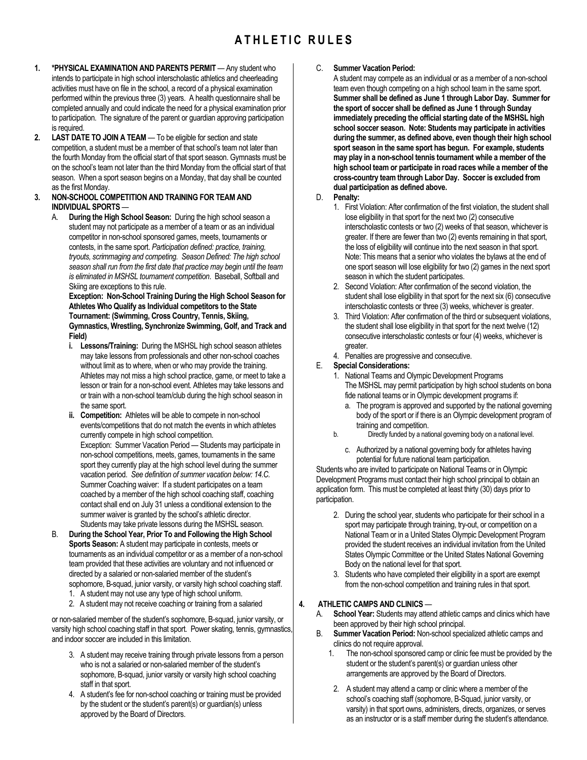# ATHLETIC RULES

1. **\*PHYSICAL EXAMINATION AND PARENTS PERMIT** — Any student who intends to participate in high school interscholastic athletics and cheerleading activities must have on file in the school, a record of a physical examination performed within the previous three (3) years. A health questionnaire shall be completed annually and could indicate the need for a physical examination prior to participation. The signature of the parent or guardian approving participation is required.

2. **LAST DATE TO JOIN A TEAM** — To be eligible for section and state competition, a student must be a member of that school's team not later than the fourth Monday from the official start of that sport season. Gymnasts must be on the school's team not later than the third Monday from the official start of that season. When a sport season begins on a Monday, that day shall be counted as the first Monday.

3. **NON-SCHOOL COMPETITION AND TRAINING FOR TEAM AND INDIVIDUAL SPORTS** —

   A. **During the High School Season:** During the high school season a student may not participate as a member of a team or as an individual competitor in non-school sponsored games, meets, tournaments or contests, in the same sport. *Participation defined: practice, training, tryouts, scrimmaging and competing. Season Defined: The high school season shall run from the first date that practice may begin until the team is eliminated in MSHSL tournament competition*. Baseball, Softball and Skiing are exceptions to this rule.

   **Exception: Non-School Training During the High School Season for Athletes Who Qualify as Individual competitors to the State Tournament: (Swimming, Cross Country, Tennis, Skiing, Gymnastics, Wrestling, Synchronize Swimming, Golf, and Track and Field)**

   i. **Lessons/Training:** During the MSHSL high school season athletes may take lessons from professionals and other non-school coaches without limit as to where, when or who may provide the training. Athletes may not miss a high school practice, game, or meet to take a lesson or train for a non-school event. Athletes may take lessons and or train with a non-school team/club during the high school season in the same sport.

   ii. **Competition:** Athletes will be able to compete in non-school events/competitions that do not match the events in which athletes currently compete in high school competition.
   Exception: Summer Vacation Period — Students may participate in non-school competitions, meets, games, tournaments in the same sport they currently play at the high school level during the summer vacation period. *See definition of summer vacation below: 14.C.*
   Summer Coaching waiver: If a student participates on a team coached by a member of the high school coaching staff, coaching contact shall end on July 31 unless a conditional extension to the summer waiver is granted by the school's athletic director.
   Students may take private lessons during the MSHSL season.

   B. **During the School Year, Prior To and Following the High School Sports Season:** A student may participate in contests, meets or tournaments as an individual competitor or as a member of a non-school team provided that these activities are voluntary and not influenced or directed by a salaried or non-salaried member of the student's sophomore, B-squad, junior varsity, or varsity high school coaching staff.
   1. A student may not use any type of high school uniform.
   2. A student may not receive coaching or training from a salaried or non-salaried member of the student's sophomore, B-squad, junior varsity, or varsity high school coaching staff in that sport. Power skating, tennis, gymnastics, and indoor soccer are included in this limitation.
   3. A student may receive training through private lessons from a person who is not a salaried or non-salaried member of the student's sophomore, B-squad, junior varsity or varsity high school coaching staff in that sport.
   4. A student's fee for non-school coaching or training must be provided by the student or the student's parent(s) or guardian(s) unless approved by the Board of Directors.

   C. **Summer Vacation Period:**
   A student may compete as an individual or as a member of a non-school team even though competing on a high school team in the same sport. **Summer shall be defined as June 1 through Labor Day. Summer for the sport of soccer shall be defined as June 1 through Sunday immediately preceding the official starting date of the MSHSL high school soccer season. Note: Students may participate in activities during the summer, as defined above, even though their high school sport season in the same sport has begun. For example, students may play in a non-school tennis tournament while a member of the high school team or participate in road races while a member of the cross-country team through Labor Day. Soccer is excluded from dual participation as defined above.**

   D. **Penalty:**
   1. First Violation: After confirmation of the first violation, the student shall lose eligibility in that sport for the next two (2) consecutive interscholastic contests or two (2) weeks of that season, whichever is greater. If there are fewer than two (2) events remaining in that sport, the loss of eligibility will continue into the next season in that sport. Note: This means that a senior who violates the bylaws at the end of one sport season will lose eligibility for two (2) games in the next sport season in which the student participates.
   2. Second Violation: After confirmation of the second violation, the student shall lose eligibility in that sport for the next six (6) consecutive interscholastic contests or three (3) weeks, whichever is greater.
   3. Third Violation: After confirmation of the third or subsequent violations, the student shall lose eligibility in that sport for the next twelve (12) consecutive interscholastic contests or four (4) weeks, whichever is greater.
   4. Penalties are progressive and consecutive.

   E. **Special Considerations:**
   1. National Teams and Olympic Development Programs
   The MSHSL may permit participation by high school students on bona fide national teams or in Olympic development programs if:
      a. The program is approved and supported by the national governing body of the sport or if there is an Olympic development program of training and competition.
      b. Directly funded by a national governing body on a national level.
      c. Authorized by a national governing body for athletes having potential for future national team participation.

   Students who are invited to participate on National Teams or in Olympic Development Programs must contact their high school principal to obtain an application form. This must be completed at least thirty (30) days prior to participation.

   2. During the school year, students who participate for their school in a sport may participate through training, try-out, or competition on a National Team or in a United States Olympic Development Program provided the student receives an individual invitation from the United States Olympic Committee or the United States National Governing Body on the national level for that sport.
   3. Students who have completed their eligibility in a sport are exempt from the non-school competition and training rules in that sport.

4. **ATHLETIC CAMPS AND CLINICS** —

   A. **School Year:** Students may attend athletic camps and clinics which have been approved by their high school principal.

   B. **Summer Vacation Period:** Non-school specialized athletic camps and clinics do not require approval.
   1. The non-school sponsored camp or clinic fee must be provided by the student or the student's parent(s) or guardian unless other arrangements are approved by the Board of Directors.
   2. A student may attend a camp or clinic where a member of the school's coaching staff (sophomore, B-Squad, junior varsity, or varsity) in that sport owns, administers, directs, organizes, or serves as an instructor or is a staff member during the student's attendance.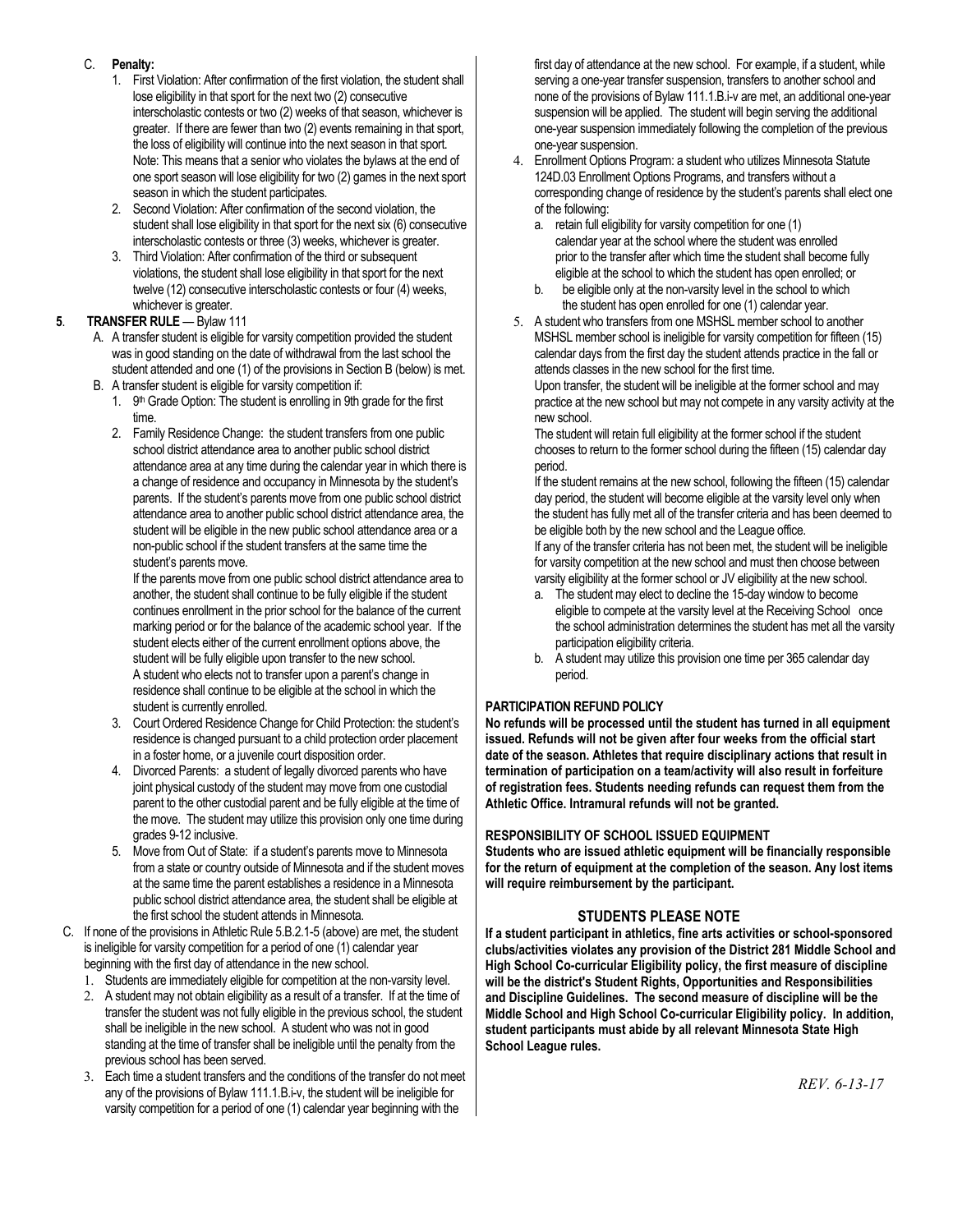C. **Penalty:**

1. First Violation: After confirmation of the first violation, the student shall lose eligibility in that sport for the next two (2) consecutive interscholastic contests or two (2) weeks of that season, whichever is greater. If there are fewer than two (2) events remaining in that sport, the loss of eligibility will continue into the next season in that sport. Note: This means that a senior who violates the bylaws at the end of one sport season will lose eligibility for two (2) games in the next sport season in which the student participates.
2. Second Violation: After confirmation of the second violation, the student shall lose eligibility in that sport for the next six (6) consecutive interscholastic contests or three (3) weeks, whichever is greater.
3. Third Violation: After confirmation of the third or subsequent violations, the student shall lose eligibility in that sport for the next twelve (12) consecutive interscholastic contests or four (4) weeks, whichever is greater.

**5. TRANSFER RULE** — Bylaw 111

A. A transfer student is eligible for varsity competition provided the student was in good standing on the date of withdrawal from the last school the student attended and one (1) of the provisions in Section B (below) is met.

B. A transfer student is eligible for varsity competition if:

1. 9th Grade Option: The student is enrolling in 9th grade for the first time.
2. Family Residence Change: the student transfers from one public school district attendance area to another public school district attendance area at any time during the calendar year in which there is a change of residence and occupancy in Minnesota by the student's parents. If the student's parents move from one public school district attendance area to another public school district attendance area, the student will be eligible in the new public school attendance area or a non-public school if the student transfers at the same time the student's parents move.

   If the parents move from one public school district attendance area to another, the student shall continue to be fully eligible if the student continues enrollment in the prior school for the balance of the current marking period or for the balance of the academic school year. If the student elects either of the current enrollment options above, the student will be fully eligible upon transfer to the new school.

   A student who elects not to transfer upon a parent's change in residence shall continue to be eligible at the school in which the student is currently enrolled.
3. Court Ordered Residence Change for Child Protection: the student's residence is changed pursuant to a child protection order placement in a foster home, or a juvenile court disposition order.
4. Divorced Parents: a student of legally divorced parents who have joint physical custody of the student may move from one custodial parent to the other custodial parent and be fully eligible at the time of the move. The student may utilize this provision only one time during grades 9-12 inclusive.
5. Move from Out of State: if a student's parents move to Minnesota from a state or country outside of Minnesota and if the student moves at the same time the parent establishes a residence in a Minnesota public school district attendance area, the student shall be eligible at the first school the student attends in Minnesota.

C. If none of the provisions in Athletic Rule 5.B.2.1-5 (above) are met, the student is ineligible for varsity competition for a period of one (1) calendar year beginning with the first day of attendance in the new school.

1. Students are immediately eligible for competition at the non-varsity level.
2. A student may not obtain eligibility as a result of a transfer. If at the time of transfer the student was not fully eligible in the previous school, the student shall be ineligible in the new school. A student who was not in good standing at the time of transfer shall be ineligible until the penalty from the previous school has been served.
3. Each time a student transfers and the conditions of the transfer do not meet any of the provisions of Bylaw 111.1.B.i-v, the student will be ineligible for varsity competition for a period of one (1) calendar year beginning with the first day of attendance at the new school. For example, if a student, while serving a one-year transfer suspension, transfers to another school and none of the provisions of Bylaw 111.1.B.i-v are met, an additional one-year suspension will be applied. The student will begin serving the additional one-year suspension immediately following the completion of the previous one-year suspension.
4. Enrollment Options Program: a student who utilizes Minnesota Statute 124D.03 Enrollment Options Programs, and transfers without a corresponding change of residence by the student's parents shall elect one of the following:
   a. retain full eligibility for varsity competition for one (1) calendar year at the school where the student was enrolled prior to the transfer after which time the student shall become fully eligible at the school to which the student has open enrolled; or
   b. be eligible only at the non-varsity level in the school to which the student has open enrolled for one (1) calendar year.
5. A student who transfers from one MSHSL member school to another MSHSL member school is ineligible for varsity competition for fifteen (15) calendar days from the first day the student attends practice in the fall or attends classes in the new school for the first time.

   Upon transfer, the student will be ineligible at the former school and may practice at the new school but may not compete in any varsity activity at the new school.

   The student will retain full eligibility at the former school if the student chooses to return to the former school during the fifteen (15) calendar day period.

   If the student remains at the new school, following the fifteen (15) calendar day period, the student will become eligible at the varsity level only when the student has fully met all of the transfer criteria and has been deemed to be eligible both by the new school and the League office.

   If any of the transfer criteria has not been met, the student will be ineligible for varsity competition at the new school and must then choose between varsity eligibility at the former school or JV eligibility at the new school.
   a. The student may elect to decline the 15-day window to become eligible to compete at the varsity level at the Receiving School once the school administration determines the student has met all the varsity participation eligibility criteria.
   b. A student may utilize this provision one time per 365 calendar day period.

**PARTICIPATION REFUND POLICY**

**No refunds will be processed until the student has turned in all equipment issued. Refunds will not be given after four weeks from the official start date of the season. Athletes that require disciplinary actions that result in termination of participation on a team/activity will also result in forfeiture of registration fees. Students needing refunds can request them from the Athletic Office. Intramural refunds will not be granted.**

**RESPONSIBILITY OF SCHOOL ISSUED EQUIPMENT**

**Students who are issued athletic equipment will be financially responsible for the return of equipment at the completion of the season. Any lost items will require reimbursement by the participant.**

**STUDENTS PLEASE NOTE**

**If a student participant in athletics, fine arts activities or school-sponsored clubs/activities violates any provision of the District 281 Middle School and High School Co-curricular Eligibility policy, the first measure of discipline will be the district's Student Rights, Opportunities and Responsibilities and Discipline Guidelines. The second measure of discipline will be the Middle School and High School Co-curricular Eligibility policy. In addition, student participants must abide by all relevant Minnesota State High School League rules.**

*REV. 6-13-17*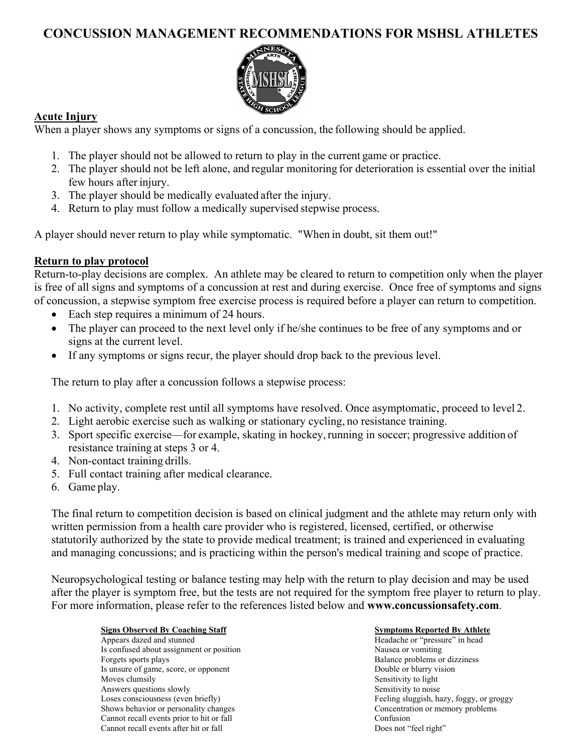# CONCUSSION MANAGEMENT RECOMMENDATIONS FOR MSHSL ATHLETES

## Acute Injury

When a player shows any symptoms or signs of a concussion, the following should be applied.

1. The player should not be allowed to return to play in the current game or practice.
2. The player should not be left alone, and regular monitoring for deterioration is essential over the initial few hours after injury.
3. The player should be medically evaluated after the injury.
4. Return to play must follow a medically supervised stepwise process.

A player should never return to play while symptomatic. "When in doubt, sit them out!"

## Return to play protocol

Return-to-play decisions are complex. An athlete may be cleared to return to competition only when the player is free of all signs and symptoms of a concussion at rest and during exercise. Once free of symptoms and signs of concussion, a stepwise symptom free exercise process is required before a player can return to competition.

- Each step requires a minimum of 24 hours.
- The player can proceed to the next level only if he/she continues to be free of any symptoms and or signs at the current level.
- If any symptoms or signs recur, the player should drop back to the previous level.

The return to play after a concussion follows a stepwise process:

1. No activity, complete rest until all symptoms have resolved. Once asymptomatic, proceed to level 2.
2. Light aerobic exercise such as walking or stationary cycling, no resistance training.
3. Sport specific exercise—for example, skating in hockey, running in soccer; progressive addition of resistance training at steps 3 or 4.
4. Non-contact training drills.
5. Full contact training after medical clearance.
6. Game play.

The final return to competition decision is based on clinical judgment and the athlete may return only with written permission from a health care provider who is registered, licensed, certified, or otherwise statutorily authorized by the state to provide medical treatment; is trained and experienced in evaluating and managing concussions; and is practicing within the person's medical training and scope of practice.

Neuropsychological testing or balance testing may help with the return to play decision and may be used after the player is symptom free, but the tests are not required for the symptom free player to return to play. For more information, please refer to the references listed below and **www.concussionsafety.com**.

| Signs Observed By Coaching Staff | Symptoms Reported By Athlete |
|---|---|
| Appears dazed and stunned | Headache or "pressure" in head |
| Is confused about assignment or position | Nausea or vomiting |
| Forgets sports plays | Balance problems or dizziness |
| Is unsure of game, score, or opponent | Double or blurry vision |
| Moves clumsily | Sensitivity to light |
| Answers questions slowly | Sensitivity to noise |
| Loses consciousness (even briefly) | Feeling sluggish, hazy, foggy, or groggy |
| Shows behavior or personality changes | Concentration or memory problems |
| Cannot recall events prior to hit or fall | Confusion |
| Cannot recall events after hit or fall | Does not "feel right" |